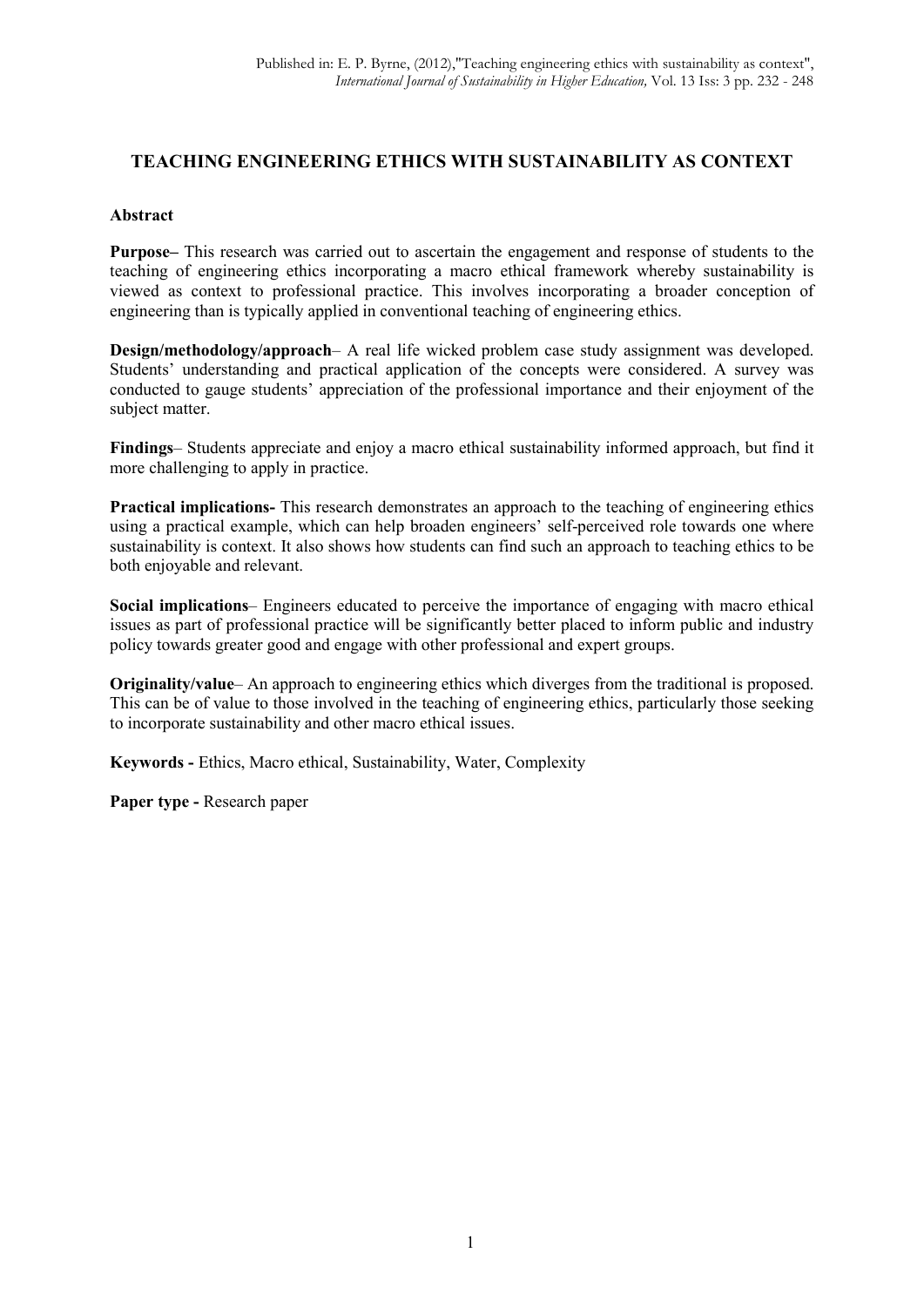Published in: E. P. Byrne, (2012),"Teaching engineering ethics with sustainability as context", *International Journal of Sustainability in Higher Education,* Vol. 13 Iss: 3 pp. 232 - 248

# TEACHING ENGINEERING ETHICS WITH SUSTAINABILITY AS CONTEXT

## Abstract

**Purpose–** This research was carried out to ascertain the engagement and response of students to the teaching of engineering ethics incorporating a macro ethical framework whereby sustainability is viewed as context to professional practice. This involves incorporating a broader conception of engineering than is typically applied in conventional teaching of engineering ethics.

**Design/methodology/approach**– A real life wicked problem case study assignment was developed. Students' understanding and practical application of the concepts were considered. A survey was conducted to gauge students' appreciation of the professional importance and their enjoyment of the subject matter.

**Findings**– Students appreciate and enjoy a macro ethical sustainability informed approach, but find it more challenging to apply in practice.

**Practical implications-** This research demonstrates an approach to the teaching of engineering ethics using a practical example, which can help broaden engineers' self-perceived role towards one where sustainability is context. It also shows how students can find such an approach to teaching ethics to be both enjoyable and relevant.

**Social implications**– Engineers educated to perceive the importance of engaging with macro ethical issues as part of professional practice will be significantly better placed to inform public and industry policy towards greater good and engage with other professional and expert groups.

**Originality/value**– An approach to engineering ethics which diverges from the traditional is proposed. This can be of value to those involved in the teaching of engineering ethics, particularly those seeking to incorporate sustainability and other macro ethical issues.

**Keywords -** Ethics, Macro ethical, Sustainability, Water, Complexity

**Paper type -** Research paper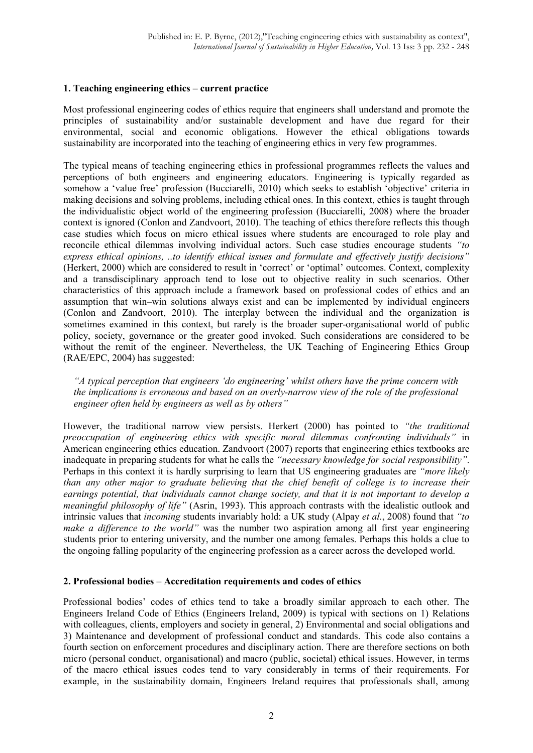## 1. Teaching engineering ethics – current practice

Most professional engineering codes of ethics require that engineers shall understand and promote the principles of sustainability and/or sustainable development and have due regard for their environmental, social and economic obligations. However the ethical obligations towards sustainability are incorporated into the teaching of engineering ethics in very few programmes.

The typical means of teaching engineering ethics in professional programmes reflects the values and perceptions of both engineers and engineering educators. Engineering is typically regarded as somehow a 'value free' profession (Bucciarelli, 2010) which seeks to establish 'objective' criteria in making decisions and solving problems, including ethical ones. In this context, ethics is taught through the individualistic object world of the engineering profession (Bucciarelli, 2008) where the broader context is ignored (Conlon and Zandvoort, 2010). The teaching of ethics therefore reflects this though case studies which focus on micro ethical issues where students are encouraged to role play and reconcile ethical dilemmas involving individual actors. Such case studies encourage students *"to express ethical opinions, ..to identify ethical issues and formulate and effectively justify decisions"* (Herkert, 2000) which are considered to result in 'correct' or 'optimal' outcomes. Context, complexity and a transdisciplinary approach tend to lose out to objective reality in such scenarios. Other characteristics of this approach include a framework based on professional codes of ethics and an assumption that win–win solutions always exist and can be implemented by individual engineers (Conlon and Zandvoort, 2010). The interplay between the individual and the organization is sometimes examined in this context, but rarely is the broader super-organisational world of public policy, society, governance or the greater good invoked. Such considerations are considered to be without the remit of the engineer. Nevertheless, the UK Teaching of Engineering Ethics Group (RAE/EPC, 2004) has suggested:

> *"A typical perception that engineers 'do engineering' whilst others have the prime concern with the implications is erroneous and based on an overly-narrow view of the role of the professional engineer often held by engineers as well as by others"*

However, the traditional narrow view persists. Herkert (2000) has pointed to *"the traditional preoccupation of engineering ethics with specific moral dilemmas confronting individuals"* in American engineering ethics education. Zandvoort (2007) reports that engineering ethics textbooks are inadequate in preparing students for what he calls the *"necessary knowledge for social responsibility"*. Perhaps in this context it is hardly surprising to learn that US engineering graduates are *"more likely than any other major to graduate believing that the chief benefit of college is to increase their earnings potential, that individuals cannot change society, and that it is not important to develop a meaningful philosophy of life"* (Asrin, 1993). This approach contrasts with the idealistic outlook and intrinsic values that *incoming* students invariably hold: a UK study (Alpay *et al.*, 2008) found that *"to make a difference to the world"* was the number two aspiration among all first year engineering students prior to entering university, and the number one among females. Perhaps this holds a clue to the ongoing falling popularity of the engineering profession as a career across the developed world.

## 2. Professional bodies – Accreditation requirements and codes of ethics

Professional bodies' codes of ethics tend to take a broadly similar approach to each other. The Engineers Ireland Code of Ethics (Engineers Ireland, 2009) is typical with sections on 1) Relations with colleagues, clients, employers and society in general, 2) Environmental and social obligations and 3) Maintenance and development of professional conduct and standards. This code also contains a fourth section on enforcement procedures and disciplinary action. There are therefore sections on both micro (personal conduct, organisational) and macro (public, societal) ethical issues. However, in terms of the macro ethical issues codes tend to vary considerably in terms of their requirements. For example, in the sustainability domain, Engineers Ireland requires that professionals shall, among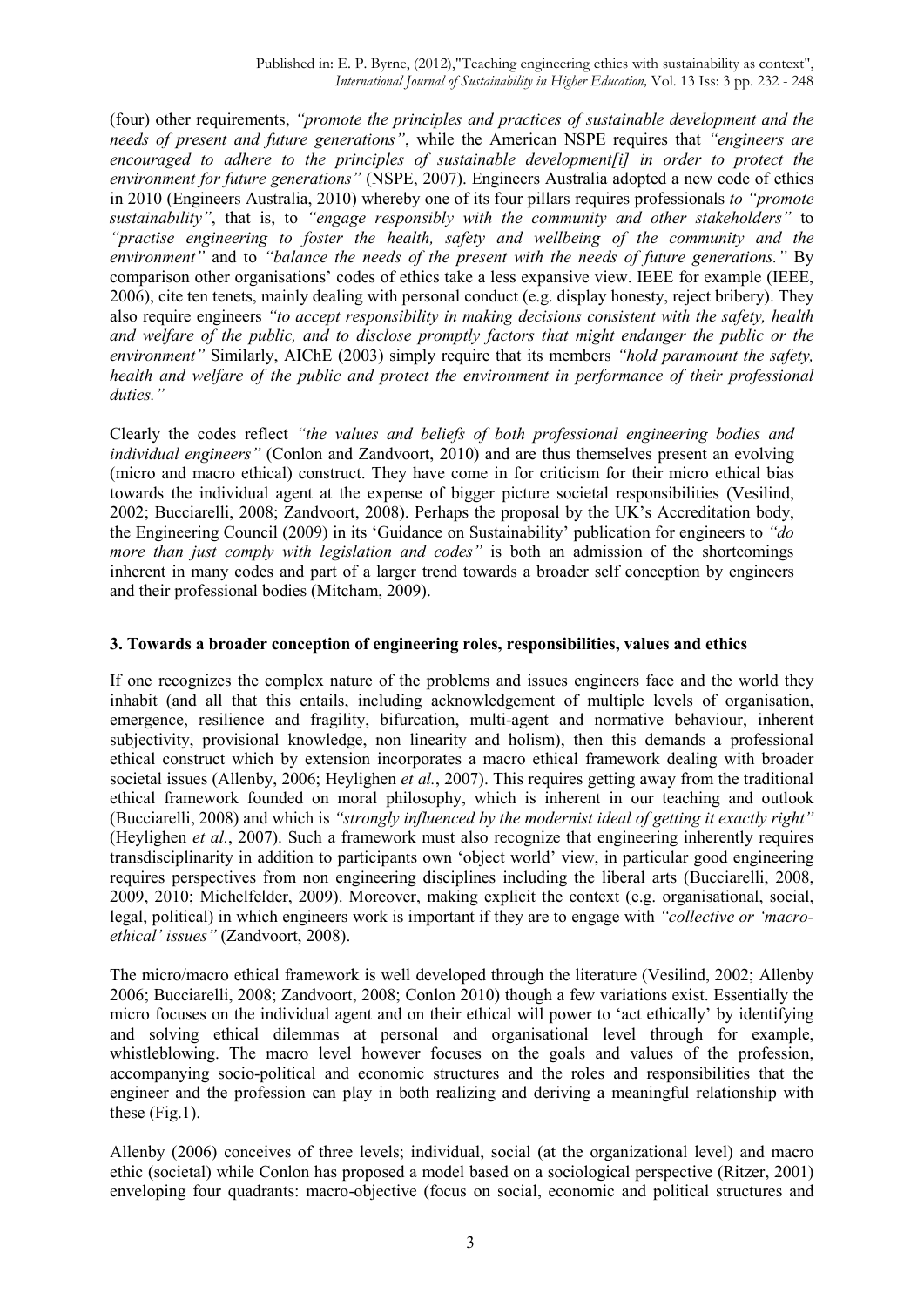(four) other requirements, *"promote the principles and practices of sustainable development and the needs of present and future generations"*, while the American NSPE requires that *"engineers are encouraged to adhere to the principles of sustainable development[i] in order to protect the environment for future generations"* (NSPE, 2007). Engineers Australia adopted a new code of ethics in 2010 (Engineers Australia, 2010) whereby one of its four pillars requires professionals *to "promote sustainability"*, that is, to *"engage responsibly with the community and other stakeholders"* to *"practise engineering to foster the health, safety and wellbeing of the community and the environment"* and to *"balance the needs of the present with the needs of future generations."* By comparison other organisations' codes of ethics take a less expansive view. IEEE for example (IEEE, 2006), cite ten tenets, mainly dealing with personal conduct (e.g. display honesty, reject bribery). They also require engineers *"to accept responsibility in making decisions consistent with the safety, health and welfare of the public, and to disclose promptly factors that might endanger the public or the environment"* Similarly, AIChE (2003) simply require that its members *"hold paramount the safety, health and welfare of the public and protect the environment in performance of their professional duties."*

Clearly the codes reflect *"the values and beliefs of both professional engineering bodies and individual engineers"* (Conlon and Zandvoort, 2010) and are thus themselves present an evolving (micro and macro ethical) construct. They have come in for criticism for their micro ethical bias towards the individual agent at the expense of bigger picture societal responsibilities (Vesilind, 2002; Bucciarelli, 2008; Zandvoort, 2008). Perhaps the proposal by the UK's Accreditation body, the Engineering Council (2009) in its 'Guidance on Sustainability' publication for engineers to *"do more than just comply with legislation and codes"* is both an admission of the shortcomings inherent in many codes and part of a larger trend towards a broader self conception by engineers and their professional bodies (Mitcham, 2009).

## 3. Towards a broader conception of engineering roles, responsibilities, values and ethics

If one recognizes the complex nature of the problems and issues engineers face and the world they inhabit (and all that this entails, including acknowledgement of multiple levels of organisation, emergence, resilience and fragility, bifurcation, multi-agent and normative behaviour, inherent subjectivity, provisional knowledge, non linearity and holism), then this demands a professional ethical construct which by extension incorporates a macro ethical framework dealing with broader societal issues (Allenby, 2006; Heylighen *et al.*, 2007). This requires getting away from the traditional ethical framework founded on moral philosophy, which is inherent in our teaching and outlook (Bucciarelli, 2008) and which is *"strongly influenced by the modernist ideal of getting it exactly right"* (Heylighen *et al.*, 2007). Such a framework must also recognize that engineering inherently requires transdisciplinarity in addition to participants own 'object world' view, in particular good engineering requires perspectives from non engineering disciplines including the liberal arts (Bucciarelli, 2008, 2009, 2010; Michelfelder, 2009). Moreover, making explicit the context (e.g. organisational, social, legal, political) in which engineers work is important if they are to engage with *"collective or 'macro-ethical' issues"* (Zandvoort, 2008).

The micro/macro ethical framework is well developed through the literature (Vesilind, 2002; Allenby 2006; Bucciarelli, 2008; Zandvoort, 2008; Conlon 2010) though a few variations exist. Essentially the micro focuses on the individual agent and on their ethical will power to 'act ethically' by identifying and solving ethical dilemmas at personal and organisational level through for example, whistleblowing. The macro level however focuses on the goals and values of the profession, accompanying socio-political and economic structures and the roles and responsibilities that the engineer and the profession can play in both realizing and deriving a meaningful relationship with these (Fig.1).

Allenby (2006) conceives of three levels; individual, social (at the organizational level) and macro ethic (societal) while Conlon has proposed a model based on a sociological perspective (Ritzer, 2001) enveloping four quadrants: macro-objective (focus on social, economic and political structures and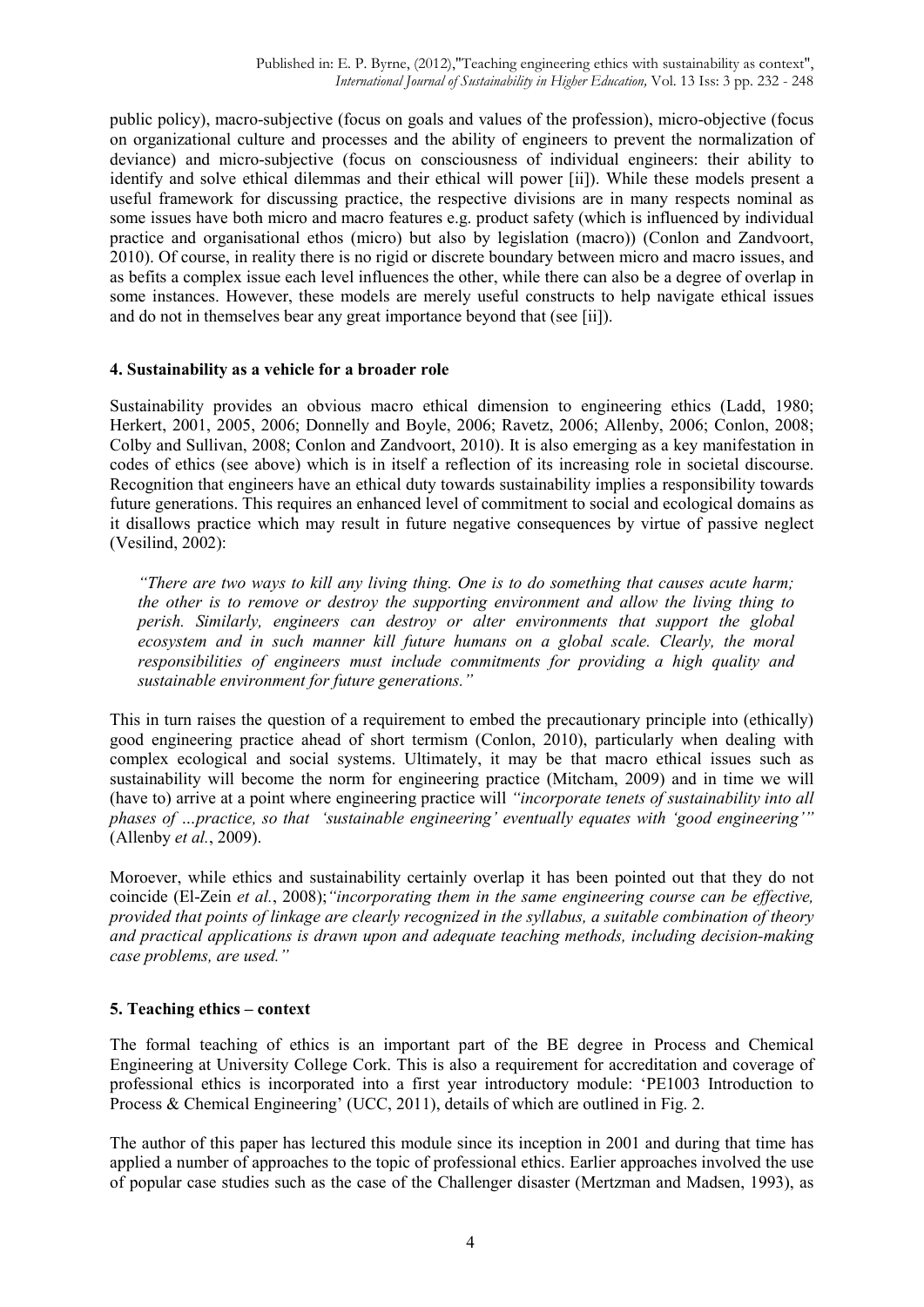public policy), macro-subjective (focus on goals and values of the profession), micro-objective (focus on organizational culture and processes and the ability of engineers to prevent the normalization of deviance) and micro-subjective (focus on consciousness of individual engineers: their ability to identify and solve ethical dilemmas and their ethical will power [ii]). While these models present a useful framework for discussing practice, the respective divisions are in many respects nominal as some issues have both micro and macro features e.g. product safety (which is influenced by individual practice and organisational ethos (micro) but also by legislation (macro)) (Conlon and Zandvoort, 2010). Of course, in reality there is no rigid or discrete boundary between micro and macro issues, and as befits a complex issue each level influences the other, while there can also be a degree of overlap in some instances. However, these models are merely useful constructs to help navigate ethical issues and do not in themselves bear any great importance beyond that (see [ii]).

## 4. Sustainability as a vehicle for a broader role

Sustainability provides an obvious macro ethical dimension to engineering ethics (Ladd, 1980; Herkert, 2001, 2005, 2006; Donnelly and Boyle, 2006; Ravetz, 2006; Allenby, 2006; Conlon, 2008; Colby and Sullivan, 2008; Conlon and Zandvoort, 2010). It is also emerging as a key manifestation in codes of ethics (see above) which is in itself a reflection of its increasing role in societal discourse. Recognition that engineers have an ethical duty towards sustainability implies a responsibility towards future generations. This requires an enhanced level of commitment to social and ecological domains as it disallows practice which may result in future negative consequences by virtue of passive neglect (Vesilind, 2002):

> *"There are two ways to kill any living thing. One is to do something that causes acute harm; the other is to remove or destroy the supporting environment and allow the living thing to perish. Similarly, engineers can destroy or alter environments that support the global ecosystem and in such manner kill future humans on a global scale. Clearly, the moral responsibilities of engineers must include commitments for providing a high quality and sustainable environment for future generations."*

This in turn raises the question of a requirement to embed the precautionary principle into (ethically) good engineering practice ahead of short termism (Conlon, 2010), particularly when dealing with complex ecological and social systems. Ultimately, it may be that macro ethical issues such as sustainability will become the norm for engineering practice (Mitcham, 2009) and in time we will (have to) arrive at a point where engineering practice will *"incorporate tenets of sustainability into all phases of …practice, so that 'sustainable engineering' eventually equates with 'good engineering'"* (Allenby *et al.*, 2009).

Moroever, while ethics and sustainability certainly overlap it has been pointed out that they do not coincide (El-Zein *et al.*, 2008);*"incorporating them in the same engineering course can be effective, provided that points of linkage are clearly recognized in the syllabus, a suitable combination of theory and practical applications is drawn upon and adequate teaching methods, including decision-making case problems, are used."*

## 5. Teaching ethics – context

The formal teaching of ethics is an important part of the BE degree in Process and Chemical Engineering at University College Cork. This is also a requirement for accreditation and coverage of professional ethics is incorporated into a first year introductory module: 'PE1003 Introduction to Process & Chemical Engineering' (UCC, 2011), details of which are outlined in Fig. 2.

The author of this paper has lectured this module since its inception in 2001 and during that time has applied a number of approaches to the topic of professional ethics. Earlier approaches involved the use of popular case studies such as the case of the Challenger disaster (Mertzman and Madsen, 1993), as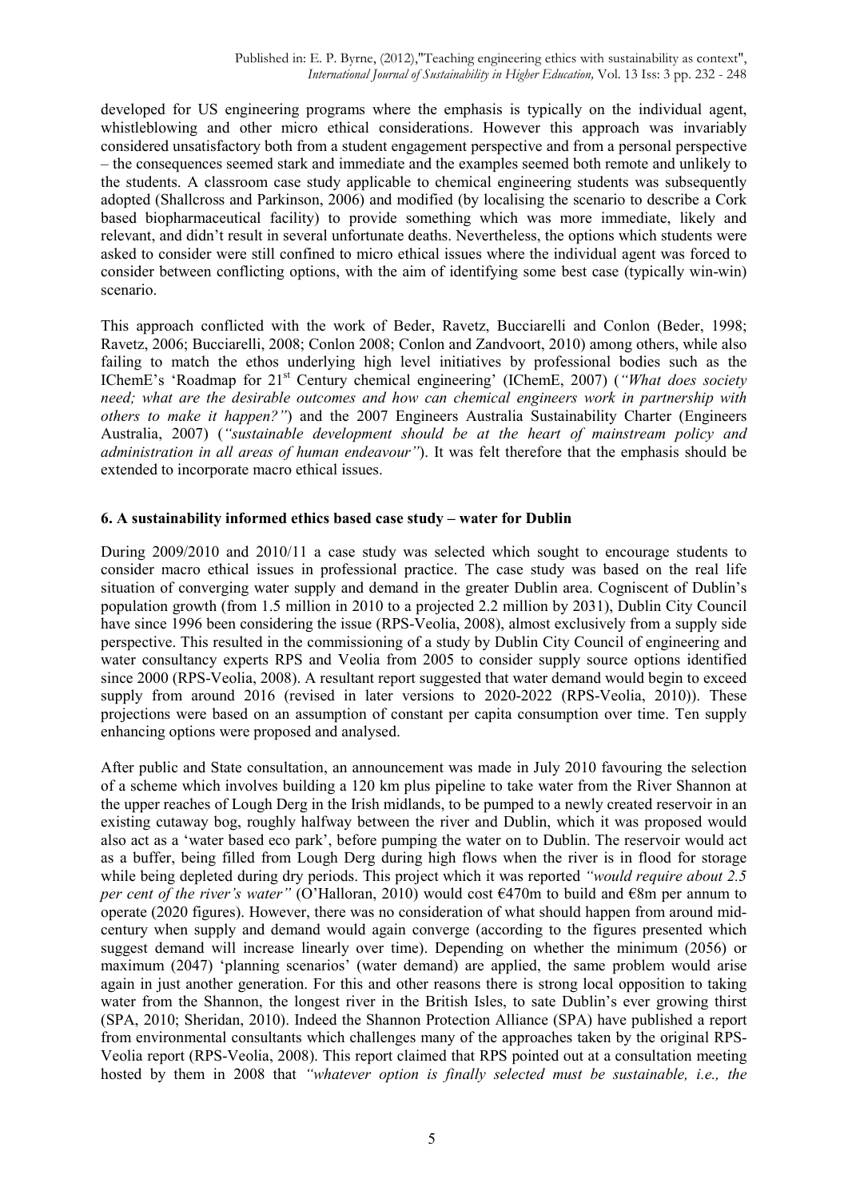developed for US engineering programs where the emphasis is typically on the individual agent, whistleblowing and other micro ethical considerations. However this approach was invariably considered unsatisfactory both from a student engagement perspective and from a personal perspective – the consequences seemed stark and immediate and the examples seemed both remote and unlikely to the students. A classroom case study applicable to chemical engineering students was subsequently adopted (Shallcross and Parkinson, 2006) and modified (by localising the scenario to describe a Cork based biopharmaceutical facility) to provide something which was more immediate, likely and relevant, and didn't result in several unfortunate deaths. Nevertheless, the options which students were asked to consider were still confined to micro ethical issues where the individual agent was forced to consider between conflicting options, with the aim of identifying some best case (typically win-win) scenario.

This approach conflicted with the work of Beder, Ravetz, Bucciarelli and Conlon (Beder, 1998; Ravetz, 2006; Bucciarelli, 2008; Conlon 2008; Conlon and Zandvoort, 2010) among others, while also failing to match the ethos underlying high level initiatives by professional bodies such as the IChemE's 'Roadmap for 21st Century chemical engineering' (IChemE, 2007) (*"What does society need; what are the desirable outcomes and how can chemical engineers work in partnership with others to make it happen?"*) and the 2007 Engineers Australia Sustainability Charter (Engineers Australia, 2007) (*"sustainable development should be at the heart of mainstream policy and administration in all areas of human endeavour"*). It was felt therefore that the emphasis should be extended to incorporate macro ethical issues.

## 6. A sustainability informed ethics based case study – water for Dublin

During 2009/2010 and 2010/11 a case study was selected which sought to encourage students to consider macro ethical issues in professional practice. The case study was based on the real life situation of converging water supply and demand in the greater Dublin area. Cogniscent of Dublin's population growth (from 1.5 million in 2010 to a projected 2.2 million by 2031), Dublin City Council have since 1996 been considering the issue (RPS-Veolia, 2008), almost exclusively from a supply side perspective. This resulted in the commissioning of a study by Dublin City Council of engineering and water consultancy experts RPS and Veolia from 2005 to consider supply source options identified since 2000 (RPS-Veolia, 2008). A resultant report suggested that water demand would begin to exceed supply from around 2016 (revised in later versions to 2020-2022 (RPS-Veolia, 2010)). These projections were based on an assumption of constant per capita consumption over time. Ten supply enhancing options were proposed and analysed.

After public and State consultation, an announcement was made in July 2010 favouring the selection of a scheme which involves building a 120 km plus pipeline to take water from the River Shannon at the upper reaches of Lough Derg in the Irish midlands, to be pumped to a newly created reservoir in an existing cutaway bog, roughly halfway between the river and Dublin, which it was proposed would also act as a 'water based eco park', before pumping the water on to Dublin. The reservoir would act as a buffer, being filled from Lough Derg during high flows when the river is in flood for storage while being depleted during dry periods. This project which it was reported *"would require about 2.5 per cent of the river's water"* (O'Halloran, 2010) would cost €470m to build and €8m per annum to operate (2020 figures). However, there was no consideration of what should happen from around mid-century when supply and demand would again converge (according to the figures presented which suggest demand will increase linearly over time). Depending on whether the minimum (2056) or maximum (2047) 'planning scenarios' (water demand) are applied, the same problem would arise again in just another generation. For this and other reasons there is strong local opposition to taking water from the Shannon, the longest river in the British Isles, to sate Dublin's ever growing thirst (SPA, 2010; Sheridan, 2010). Indeed the Shannon Protection Alliance (SPA) have published a report from environmental consultants which challenges many of the approaches taken by the original RPS-Veolia report (RPS-Veolia, 2008). This report claimed that RPS pointed out at a consultation meeting hosted by them in 2008 that *"whatever option is finally selected must be sustainable, i.e., the*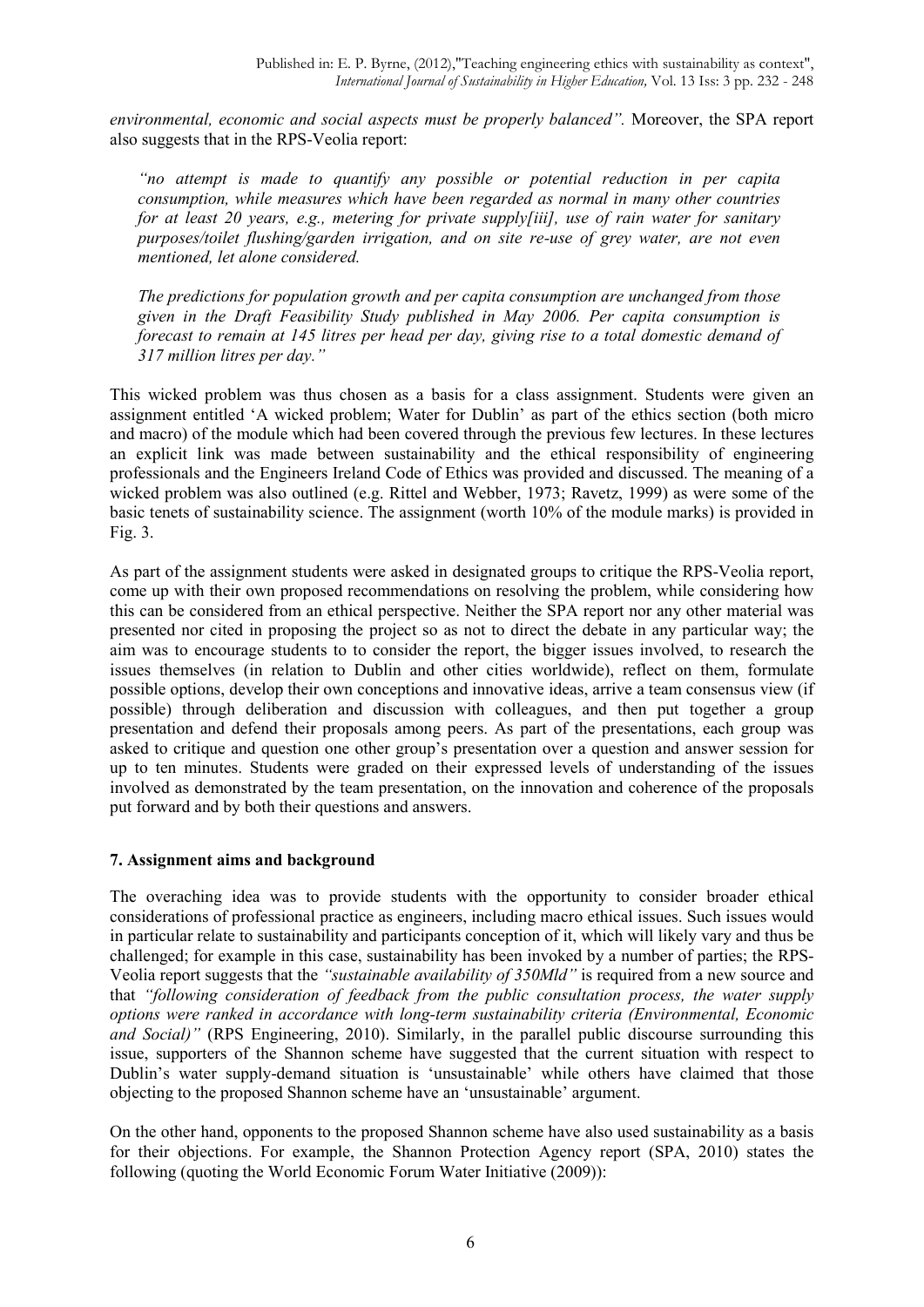*environmental, economic and social aspects must be properly balanced".* Moreover, the SPA report also suggests that in the RPS-Veolia report:

> *"no attempt is made to quantify any possible or potential reduction in per capita consumption, while measures which have been regarded as normal in many other countries for at least 20 years, e.g., metering for private supply[iii], use of rain water for sanitary purposes/toilet flushing/garden irrigation, and on site re-use of grey water, are not even mentioned, let alone considered.*
>
> *The predictions for population growth and per capita consumption are unchanged from those given in the Draft Feasibility Study published in May 2006. Per capita consumption is forecast to remain at 145 litres per head per day, giving rise to a total domestic demand of 317 million litres per day."*

This wicked problem was thus chosen as a basis for a class assignment. Students were given an assignment entitled 'A wicked problem; Water for Dublin' as part of the ethics section (both micro and macro) of the module which had been covered through the previous few lectures. In these lectures an explicit link was made between sustainability and the ethical responsibility of engineering professionals and the Engineers Ireland Code of Ethics was provided and discussed. The meaning of a wicked problem was also outlined (e.g. Rittel and Webber, 1973; Ravetz, 1999) as were some of the basic tenets of sustainability science. The assignment (worth 10% of the module marks) is provided in Fig. 3.

As part of the assignment students were asked in designated groups to critique the RPS-Veolia report, come up with their own proposed recommendations on resolving the problem, while considering how this can be considered from an ethical perspective. Neither the SPA report nor any other material was presented nor cited in proposing the project so as not to direct the debate in any particular way; the aim was to encourage students to to consider the report, the bigger issues involved, to research the issues themselves (in relation to Dublin and other cities worldwide), reflect on them, formulate possible options, develop their own conceptions and innovative ideas, arrive a team consensus view (if possible) through deliberation and discussion with colleagues, and then put together a group presentation and defend their proposals among peers. As part of the presentations, each group was asked to critique and question one other group's presentation over a question and answer session for up to ten minutes. Students were graded on their expressed levels of understanding of the issues involved as demonstrated by the team presentation, on the innovation and coherence of the proposals put forward and by both their questions and answers.

## 7. Assignment aims and background

The overaching idea was to provide students with the opportunity to consider broader ethical considerations of professional practice as engineers, including macro ethical issues. Such issues would in particular relate to sustainability and participants conception of it, which will likely vary and thus be challenged; for example in this case, sustainability has been invoked by a number of parties; the RPS-Veolia report suggests that the *"sustainable availability of 350Mld"* is required from a new source and that *"following consideration of feedback from the public consultation process, the water supply options were ranked in accordance with long-term sustainability criteria (Environmental, Economic and Social)"* (RPS Engineering, 2010). Similarly, in the parallel public discourse surrounding this issue, supporters of the Shannon scheme have suggested that the current situation with respect to Dublin's water supply-demand situation is 'unsustainable' while others have claimed that those objecting to the proposed Shannon scheme have an 'unsustainable' argument.

On the other hand, opponents to the proposed Shannon scheme have also used sustainability as a basis for their objections. For example, the Shannon Protection Agency report (SPA, 2010) states the following (quoting the World Economic Forum Water Initiative (2009)):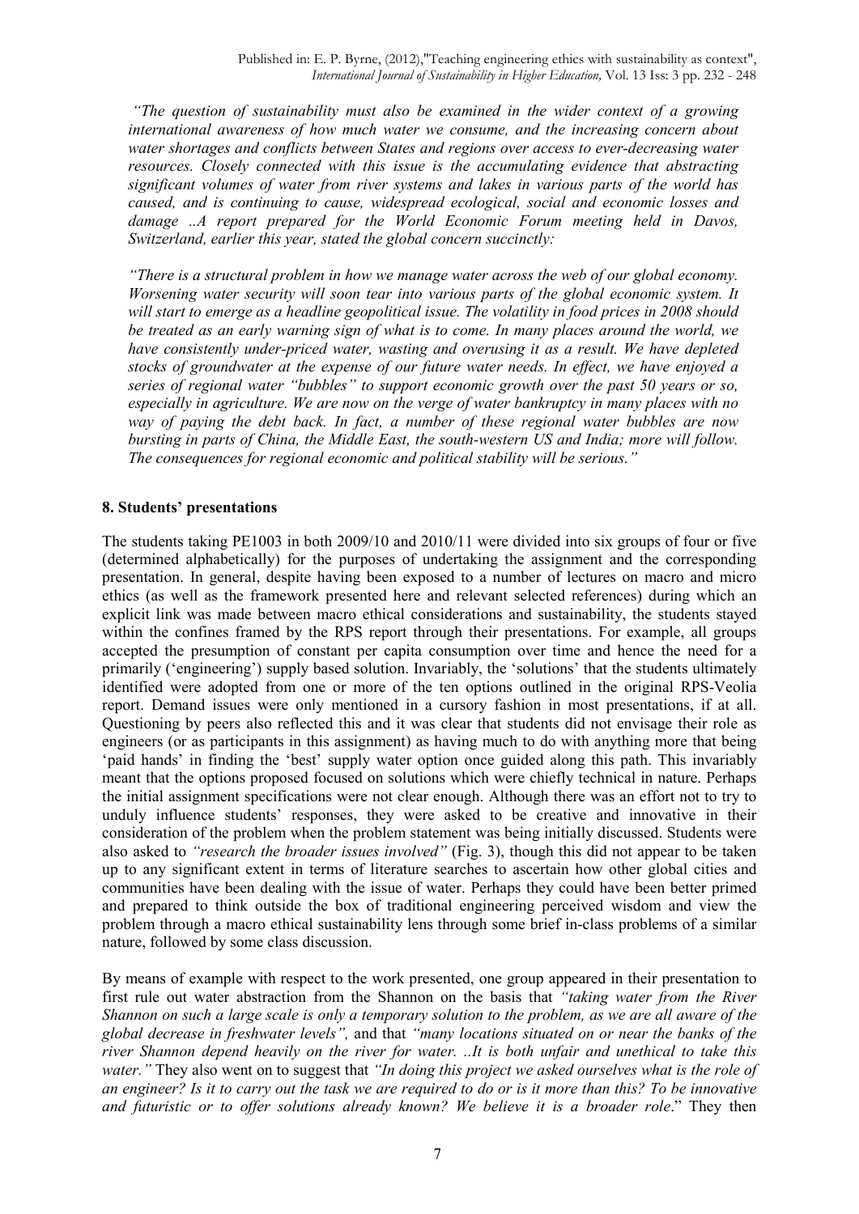*"The question of sustainability must also be examined in the wider context of a growing international awareness of how much water we consume, and the increasing concern about water shortages and conflicts between States and regions over access to ever-decreasing water resources. Closely connected with this issue is the accumulating evidence that abstracting significant volumes of water from river systems and lakes in various parts of the world has caused, and is continuing to cause, widespread ecological, social and economic losses and damage ..A report prepared for the World Economic Forum meeting held in Davos, Switzerland, earlier this year, stated the global concern succinctly:*

*"There is a structural problem in how we manage water across the web of our global economy. Worsening water security will soon tear into various parts of the global economic system. It will start to emerge as a headline geopolitical issue. The volatility in food prices in 2008 should be treated as an early warning sign of what is to come. In many places around the world, we have consistently under-priced water, wasting and overusing it as a result. We have depleted stocks of groundwater at the expense of our future water needs. In effect, we have enjoyed a series of regional water "bubbles" to support economic growth over the past 50 years or so, especially in agriculture. We are now on the verge of water bankruptcy in many places with no way of paying the debt back. In fact, a number of these regional water bubbles are now bursting in parts of China, the Middle East, the south-western US and India; more will follow. The consequences for regional economic and political stability will be serious."*

## 8. Students' presentations

The students taking PE1003 in both 2009/10 and 2010/11 were divided into six groups of four or five (determined alphabetically) for the purposes of undertaking the assignment and the corresponding presentation. In general, despite having been exposed to a number of lectures on macro and micro ethics (as well as the framework presented here and relevant selected references) during which an explicit link was made between macro ethical considerations and sustainability, the students stayed within the confines framed by the RPS report through their presentations. For example, all groups accepted the presumption of constant per capita consumption over time and hence the need for a primarily ('engineering') supply based solution. Invariably, the 'solutions' that the students ultimately identified were adopted from one or more of the ten options outlined in the original RPS-Veolia report. Demand issues were only mentioned in a cursory fashion in most presentations, if at all. Questioning by peers also reflected this and it was clear that students did not envisage their role as engineers (or as participants in this assignment) as having much to do with anything more that being 'paid hands' in finding the 'best' supply water option once guided along this path. This invariably meant that the options proposed focused on solutions which were chiefly technical in nature. Perhaps the initial assignment specifications were not clear enough. Although there was an effort not to try to unduly influence students' responses, they were asked to be creative and innovative in their consideration of the problem when the problem statement was being initially discussed. Students were also asked to *"research the broader issues involved"* (Fig. 3), though this did not appear to be taken up to any significant extent in terms of literature searches to ascertain how other global cities and communities have been dealing with the issue of water. Perhaps they could have been better primed and prepared to think outside the box of traditional engineering perceived wisdom and view the problem through a macro ethical sustainability lens through some brief in-class problems of a similar nature, followed by some class discussion.

By means of example with respect to the work presented, one group appeared in their presentation to first rule out water abstraction from the Shannon on the basis that *"taking water from the River Shannon on such a large scale is only a temporary solution to the problem, as we are all aware of the global decrease in freshwater levels",* and that *"many locations situated on or near the banks of the river Shannon depend heavily on the river for water. ..It is both unfair and unethical to take this water."* They also went on to suggest that *"In doing this project we asked ourselves what is the role of an engineer? Is it to carry out the task we are required to do or is it more than this? To be innovative and futuristic or to offer solutions already known? We believe it is a broader role*." They then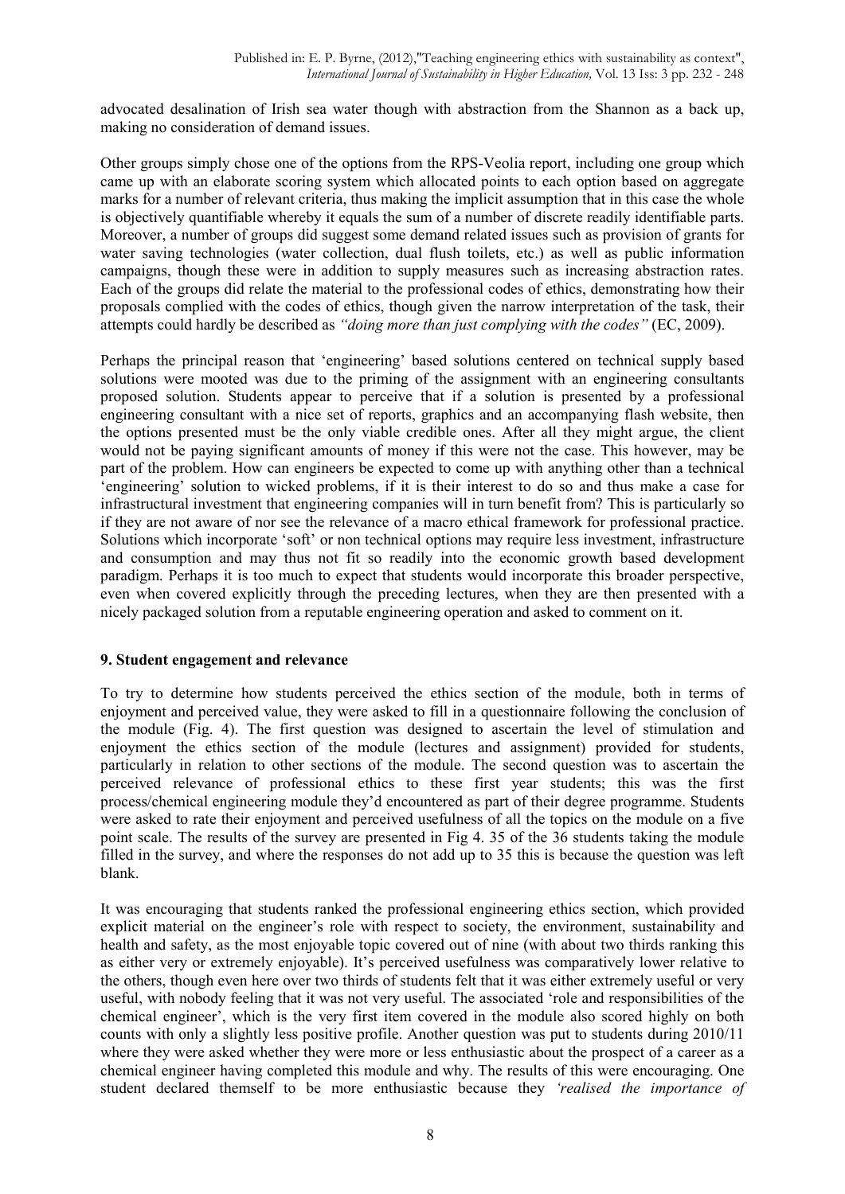advocated desalination of Irish sea water though with abstraction from the Shannon as a back up, making no consideration of demand issues.

Other groups simply chose one of the options from the RPS-Veolia report, including one group which came up with an elaborate scoring system which allocated points to each option based on aggregate marks for a number of relevant criteria, thus making the implicit assumption that in this case the whole is objectively quantifiable whereby it equals the sum of a number of discrete readily identifiable parts. Moreover, a number of groups did suggest some demand related issues such as provision of grants for water saving technologies (water collection, dual flush toilets, etc.) as well as public information campaigns, though these were in addition to supply measures such as increasing abstraction rates. Each of the groups did relate the material to the professional codes of ethics, demonstrating how their proposals complied with the codes of ethics, though given the narrow interpretation of the task, their attempts could hardly be described as *"doing more than just complying with the codes"* (EC, 2009).

Perhaps the principal reason that 'engineering' based solutions centered on technical supply based solutions were mooted was due to the priming of the assignment with an engineering consultants proposed solution. Students appear to perceive that if a solution is presented by a professional engineering consultant with a nice set of reports, graphics and an accompanying flash website, then the options presented must be the only viable credible ones. After all they might argue, the client would not be paying significant amounts of money if this were not the case. This however, may be part of the problem. How can engineers be expected to come up with anything other than a technical 'engineering' solution to wicked problems, if it is their interest to do so and thus make a case for infrastructural investment that engineering companies will in turn benefit from? This is particularly so if they are not aware of nor see the relevance of a macro ethical framework for professional practice. Solutions which incorporate 'soft' or non technical options may require less investment, infrastructure and consumption and may thus not fit so readily into the economic growth based development paradigm. Perhaps it is too much to expect that students would incorporate this broader perspective, even when covered explicitly through the preceding lectures, when they are then presented with a nicely packaged solution from a reputable engineering operation and asked to comment on it.

## 9. Student engagement and relevance

To try to determine how students perceived the ethics section of the module, both in terms of enjoyment and perceived value, they were asked to fill in a questionnaire following the conclusion of the module (Fig. 4). The first question was designed to ascertain the level of stimulation and enjoyment the ethics section of the module (lectures and assignment) provided for students, particularly in relation to other sections of the module. The second question was to ascertain the perceived relevance of professional ethics to these first year students; this was the first process/chemical engineering module they'd encountered as part of their degree programme. Students were asked to rate their enjoyment and perceived usefulness of all the topics on the module on a five point scale. The results of the survey are presented in Fig 4. 35 of the 36 students taking the module filled in the survey, and where the responses do not add up to 35 this is because the question was left blank.

It was encouraging that students ranked the professional engineering ethics section, which provided explicit material on the engineer's role with respect to society, the environment, sustainability and health and safety, as the most enjoyable topic covered out of nine (with about two thirds ranking this as either very or extremely enjoyable). It's perceived usefulness was comparatively lower relative to the others, though even here over two thirds of students felt that it was either extremely useful or very useful, with nobody feeling that it was not very useful. The associated 'role and responsibilities of the chemical engineer', which is the very first item covered in the module also scored highly on both counts with only a slightly less positive profile. Another question was put to students during 2010/11 where they were asked whether they were more or less enthusiastic about the prospect of a career as a chemical engineer having completed this module and why. The results of this were encouraging. One student declared themself to be more enthusiastic because they *'realised the importance of*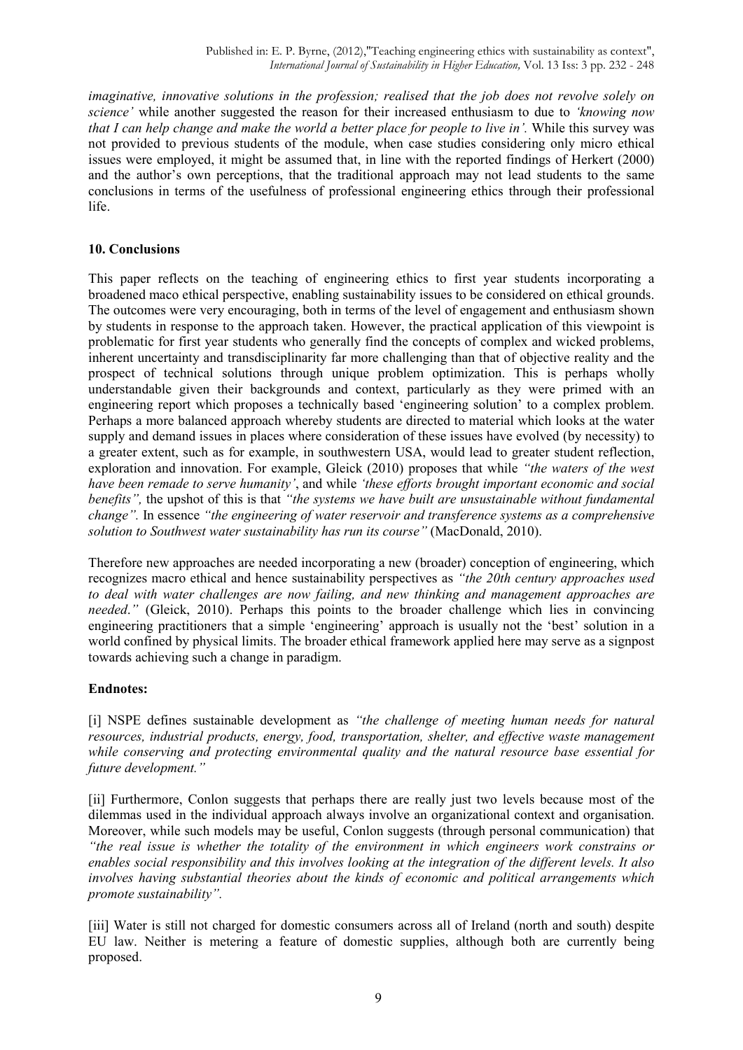*imaginative, innovative solutions in the profession; realised that the job does not revolve solely on science'* while another suggested the reason for their increased enthusiasm to due to *'knowing now that I can help change and make the world a better place for people to live in'.* While this survey was not provided to previous students of the module, when case studies considering only micro ethical issues were employed, it might be assumed that, in line with the reported findings of Herkert (2000) and the author's own perceptions, that the traditional approach may not lead students to the same conclusions in terms of the usefulness of professional engineering ethics through their professional life.

## 10. Conclusions

This paper reflects on the teaching of engineering ethics to first year students incorporating a broadened maco ethical perspective, enabling sustainability issues to be considered on ethical grounds. The outcomes were very encouraging, both in terms of the level of engagement and enthusiasm shown by students in response to the approach taken. However, the practical application of this viewpoint is problematic for first year students who generally find the concepts of complex and wicked problems, inherent uncertainty and transdisciplinarity far more challenging than that of objective reality and the prospect of technical solutions through unique problem optimization. This is perhaps wholly understandable given their backgrounds and context, particularly as they were primed with an engineering report which proposes a technically based 'engineering solution' to a complex problem. Perhaps a more balanced approach whereby students are directed to material which looks at the water supply and demand issues in places where consideration of these issues have evolved (by necessity) to a greater extent, such as for example, in southwestern USA, would lead to greater student reflection, exploration and innovation. For example, Gleick (2010) proposes that while *"the waters of the west have been remade to serve humanity'*, and while *'these efforts brought important economic and social benefits",* the upshot of this is that *"the systems we have built are unsustainable without fundamental change".* In essence *"the engineering of water reservoir and transference systems as a comprehensive solution to Southwest water sustainability has run its course"* (MacDonald, 2010).

Therefore new approaches are needed incorporating a new (broader) conception of engineering, which recognizes macro ethical and hence sustainability perspectives as *"the 20th century approaches used to deal with water challenges are now failing, and new thinking and management approaches are needed."* (Gleick, 2010). Perhaps this points to the broader challenge which lies in convincing engineering practitioners that a simple 'engineering' approach is usually not the 'best' solution in a world confined by physical limits. The broader ethical framework applied here may serve as a signpost towards achieving such a change in paradigm.

### Endnotes:

[i] NSPE defines sustainable development as *"the challenge of meeting human needs for natural resources, industrial products, energy, food, transportation, shelter, and effective waste management while conserving and protecting environmental quality and the natural resource base essential for future development."*

[ii] Furthermore, Conlon suggests that perhaps there are really just two levels because most of the dilemmas used in the individual approach always involve an organizational context and organisation. Moreover, while such models may be useful, Conlon suggests (through personal communication) that *"the real issue is whether the totality of the environment in which engineers work constrains or enables social responsibility and this involves looking at the integration of the different levels. It also involves having substantial theories about the kinds of economic and political arrangements which promote sustainability".*

[iii] Water is still not charged for domestic consumers across all of Ireland (north and south) despite EU law. Neither is metering a feature of domestic supplies, although both are currently being proposed.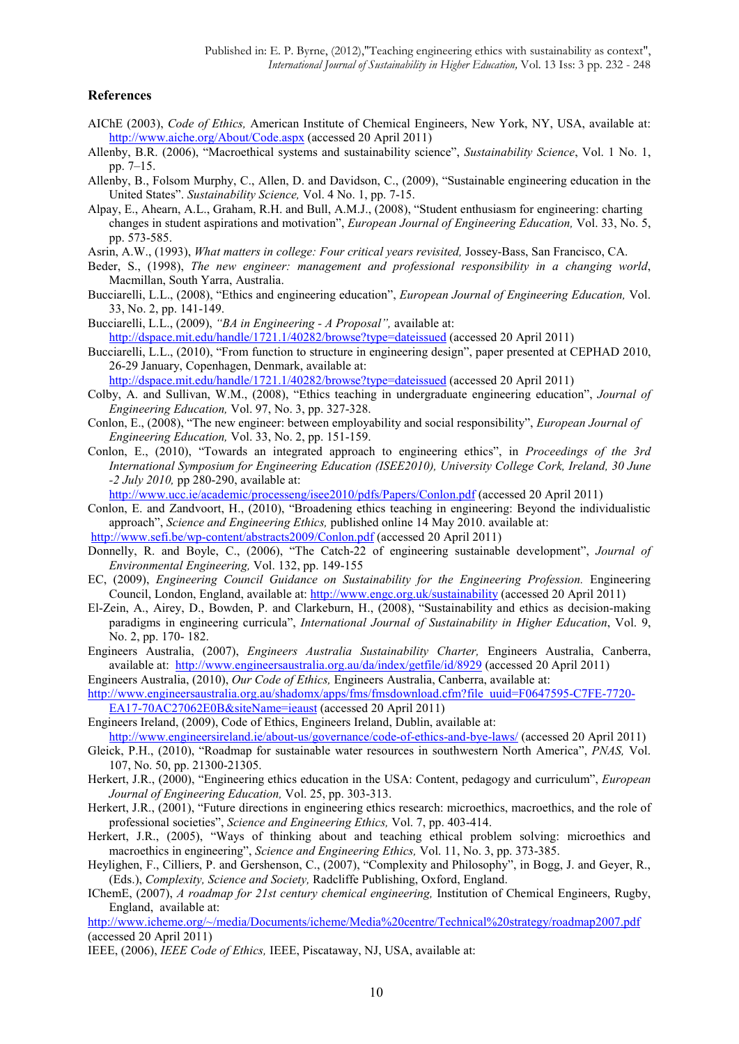## References

AIChE (2003), *Code of Ethics,* American Institute of Chemical Engineers, New York, NY, USA, available at: http://www.aiche.org/About/Code.aspx (accessed 20 April 2011)

Allenby, B.R. (2006), "Macroethical systems and sustainability science", *Sustainability Science*, Vol. 1 No. 1, pp. 7–15.

Allenby, B., Folsom Murphy, C., Allen, D. and Davidson, C., (2009), "Sustainable engineering education in the United States". *Sustainability Science,* Vol. 4 No. 1, pp. 7-15.

Alpay, E., Ahearn, A.L., Graham, R.H. and Bull, A.M.J., (2008), "Student enthusiasm for engineering: charting changes in student aspirations and motivation", *European Journal of Engineering Education,* Vol. 33, No. 5, pp. 573-585.

Asrin, A.W., (1993), *What matters in college: Four critical years revisited,* Jossey-Bass, San Francisco, CA.

Beder, S., (1998), *The new engineer: management and professional responsibility in a changing world*, Macmillan, South Yarra, Australia.

Bucciarelli, L.L., (2008), "Ethics and engineering education", *European Journal of Engineering Education,* Vol. 33, No. 2, pp. 141-149.

Bucciarelli, L.L., (2009), *"BA in Engineering - A Proposal",* available at: http://dspace.mit.edu/handle/1721.1/40282/browse?type=dateissued (accessed 20 April 2011)

Bucciarelli, L.L., (2010), "From function to structure in engineering design", paper presented at CEPHAD 2010, 26-29 January, Copenhagen, Denmark, available at: http://dspace.mit.edu/handle/1721.1/40282/browse?type=dateissued (accessed 20 April 2011)

Colby, A. and Sullivan, W.M., (2008), "Ethics teaching in undergraduate engineering education", *Journal of Engineering Education,* Vol. 97, No. 3, pp. 327-328.

Conlon, E., (2008), "The new engineer: between employability and social responsibility", *European Journal of Engineering Education,* Vol. 33, No. 2, pp. 151-159.

Conlon, E., (2010), "Towards an integrated approach to engineering ethics", in *Proceedings of the 3rd International Symposium for Engineering Education (ISEE2010), University College Cork, Ireland, 30 June -2 July 2010,* pp 280-290, available at: http://www.ucc.ie/academic/processeng/isee2010/pdfs/Papers/Conlon.pdf (accessed 20 April 2011)

Conlon, E. and Zandvoort, H., (2010), "Broadening ethics teaching in engineering: Beyond the individualistic approach", *Science and Engineering Ethics,* published online 14 May 2010. available at: http://www.sefi.be/wp-content/abstracts2009/Conlon.pdf (accessed 20 April 2011)

Donnelly, R. and Boyle, C., (2006), "The Catch-22 of engineering sustainable development", *Journal of Environmental Engineering,* Vol. 132, pp. 149-155

EC, (2009), *Engineering Council Guidance on Sustainability for the Engineering Profession.* Engineering Council, London, England, available at: http://www.engc.org.uk/sustainability (accessed 20 April 2011)

El-Zein, A., Airey, D., Bowden, P. and Clarkeburn, H., (2008), "Sustainability and ethics as decision-making paradigms in engineering curricula", *International Journal of Sustainability in Higher Education*, Vol. 9, No. 2, pp. 170- 182.

Engineers Australia, (2007), *Engineers Australia Sustainability Charter,* Engineers Australia, Canberra, available at: http://www.engineersaustralia.org.au/da/index/getfile/id/8929 (accessed 20 April 2011)

Engineers Australia, (2010), *Our Code of Ethics,* Engineers Australia, Canberra, available at: http://www.engineersaustralia.org.au/shadomx/apps/fms/fmsdownload.cfm?file_uuid=F0647595-C7FE-7720-EA17-70AC27062E0B&siteName=ieaust (accessed 20 April 2011)

Engineers Ireland, (2009), Code of Ethics, Engineers Ireland, Dublin, available at: http://www.engineersireland.ie/about-us/governance/code-of-ethics-and-bye-laws/ (accessed 20 April 2011)

Gleick, P.H., (2010), "Roadmap for sustainable water resources in southwestern North America", *PNAS,* Vol. 107, No. 50, pp. 21300-21305.

Herkert, J.R., (2000), "Engineering ethics education in the USA: Content, pedagogy and curriculum", *European Journal of Engineering Education,* Vol. 25, pp. 303-313.

Herkert, J.R., (2001), "Future directions in engineering ethics research: microethics, macroethics, and the role of professional societies", *Science and Engineering Ethics,* Vol. 7, pp. 403-414.

Herkert, J.R., (2005), "Ways of thinking about and teaching ethical problem solving: microethics and macroethics in engineering", *Science and Engineering Ethics,* Vol. 11, No. 3, pp. 373-385.

Heylighen, F., Cilliers, P. and Gershenson, C., (2007), "Complexity and Philosophy", in Bogg, J. and Geyer, R., (Eds.), *Complexity, Science and Society,* Radcliffe Publishing, Oxford, England.

IChemE, (2007), *A roadmap for 21st century chemical engineering,* Institution of Chemical Engineers, Rugby, England, available at: http://www.icheme.org/~/media/Documents/icheme/Media%20centre/Technical%20strategy/roadmap2007.pdf (accessed 20 April 2011)

IEEE, (2006), *IEEE Code of Ethics,* IEEE, Piscataway, NJ, USA, available at: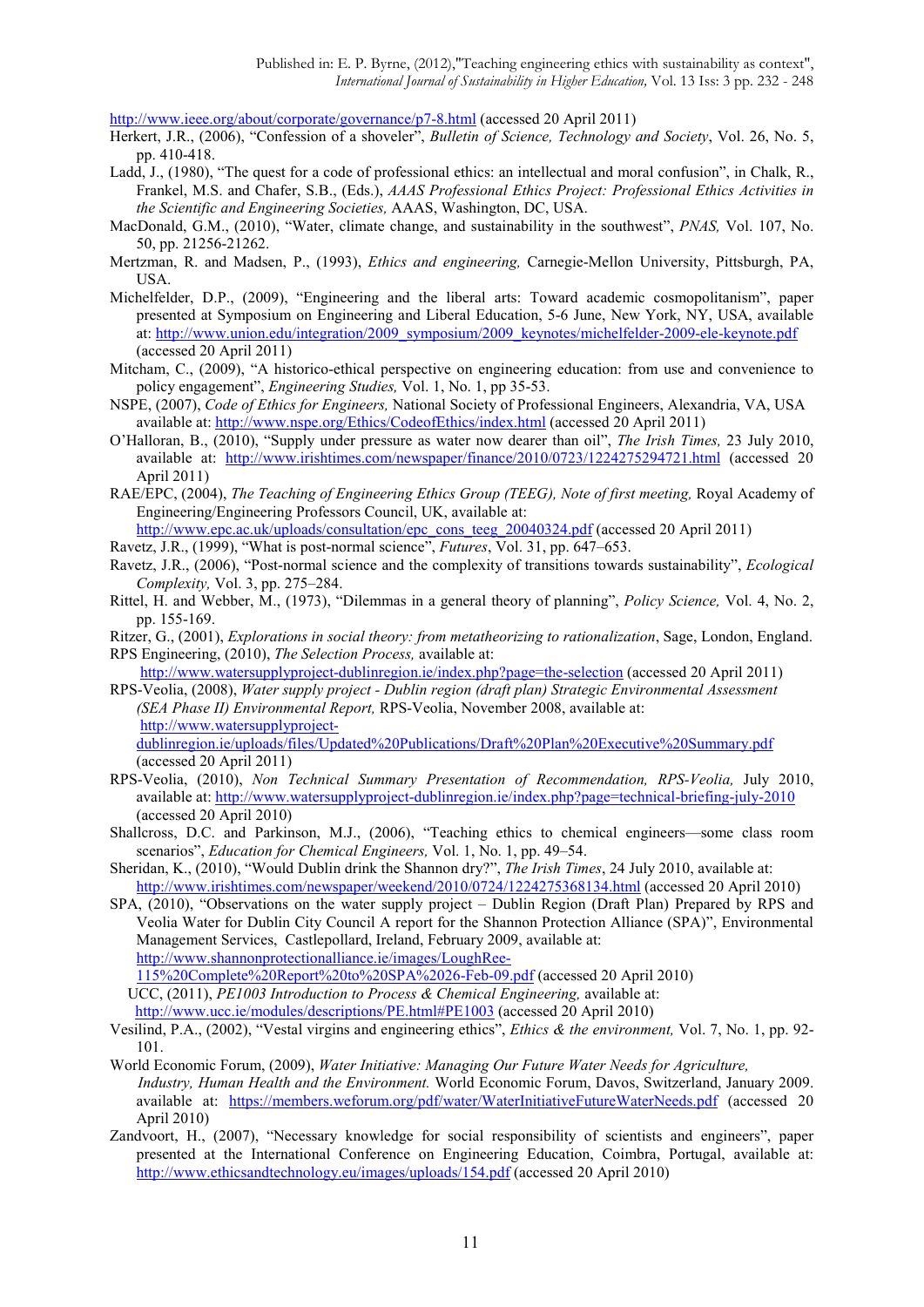http://www.ieee.org/about/corporate/governance/p7-8.html (accessed 20 April 2011)

Herkert, J.R., (2006), "Confession of a shoveler", *Bulletin of Science, Technology and Society*, Vol. 26, No. 5, pp. 410-418.

Ladd, J., (1980), "The quest for a code of professional ethics: an intellectual and moral confusion", in Chalk, R., Frankel, M.S. and Chafer, S.B., (Eds.), *AAAS Professional Ethics Project: Professional Ethics Activities in the Scientific and Engineering Societies,* AAAS, Washington, DC, USA.

MacDonald, G.M., (2010), "Water, climate change, and sustainability in the southwest", *PNAS,* Vol. 107, No. 50, pp. 21256-21262.

Mertzman, R. and Madsen, P., (1993), *Ethics and engineering,* Carnegie-Mellon University, Pittsburgh, PA, USA.

Michelfelder, D.P., (2009), "Engineering and the liberal arts: Toward academic cosmopolitanism", paper presented at Symposium on Engineering and Liberal Education, 5-6 June, New York, NY, USA, available at: http://www.union.edu/integration/2009_symposium/2009_keynotes/michelfelder-2009-ele-keynote.pdf (accessed 20 April 2011)

Mitcham, C., (2009), "A historico-ethical perspective on engineering education: from use and convenience to policy engagement", *Engineering Studies,* Vol. 1, No. 1, pp 35-53.

NSPE, (2007), *Code of Ethics for Engineers,* National Society of Professional Engineers, Alexandria, VA, USA available at: http://www.nspe.org/Ethics/CodeofEthics/index.html (accessed 20 April 2011)

O'Halloran, B., (2010), "Supply under pressure as water now dearer than oil", *The Irish Times,* 23 July 2010, available at: http://www.irishtimes.com/newspaper/finance/2010/0723/1224275294721.html (accessed 20 April 2011)

RAE/EPC, (2004), *The Teaching of Engineering Ethics Group (TEEG), Note of first meeting,* Royal Academy of Engineering/Engineering Professors Council, UK, available at: http://www.epc.ac.uk/uploads/consultation/epc_cons_teeg_20040324.pdf (accessed 20 April 2011)

Ravetz, J.R., (1999), "What is post-normal science", *Futures*, Vol. 31, pp. 647–653.

Ravetz, J.R., (2006), "Post-normal science and the complexity of transitions towards sustainability", *Ecological Complexity,* Vol. 3, pp. 275–284.

Rittel, H. and Webber, M., (1973), "Dilemmas in a general theory of planning", *Policy Science,* Vol. 4, No. 2, pp. 155-169.

Ritzer, G., (2001), *Explorations in social theory: from metatheorizing to rationalization*, Sage, London, England.

RPS Engineering, (2010), *The Selection Process,* available at: http://www.watersupplyproject-dublinregion.ie/index.php?page=the-selection (accessed 20 April 2011)

RPS-Veolia, (2008), *Water supply project - Dublin region (draft plan) Strategic Environmental Assessment (SEA Phase II) Environmental Report,* RPS-Veolia, November 2008, available at: http://www.watersupplyproject-dublinregion.ie/uploads/files/Updated%20Publications/Draft%20Plan%20Executive%20Summary.pdf (accessed 20 April 2011)

RPS-Veolia, (2010), *Non Technical Summary Presentation of Recommendation, RPS-Veolia,* July 2010, available at: http://www.watersupplyproject-dublinregion.ie/index.php?page=technical-briefing-july-2010 (accessed 20 April 2010)

Shallcross, D.C. and Parkinson, M.J., (2006), "Teaching ethics to chemical engineers—some class room scenarios", *Education for Chemical Engineers,* Vol. 1, No. 1, pp. 49–54.

Sheridan, K., (2010), "Would Dublin drink the Shannon dry?", *The Irish Times*, 24 July 2010, available at: http://www.irishtimes.com/newspaper/weekend/2010/0724/1224275368134.html (accessed 20 April 2010)

SPA, (2010), "Observations on the water supply project – Dublin Region (Draft Plan) Prepared by RPS and Veolia Water for Dublin City Council A report for the Shannon Protection Alliance (SPA)", Environmental Management Services, Castlepollard, Ireland, February 2009, available at: http://www.shannonprotectionalliance.ie/images/LoughRee-115%20Complete%20Report%20to%20SPA%2026-Feb-09.pdf (accessed 20 April 2010)

UCC, (2011), *PE1003 Introduction to Process & Chemical Engineering,* available at: http://www.ucc.ie/modules/descriptions/PE.html#PE1003 (accessed 20 April 2010)

Vesilind, P.A., (2002), "Vestal virgins and engineering ethics", *Ethics & the environment,* Vol. 7, No. 1, pp. 92-101.

World Economic Forum, (2009), *Water Initiative: Managing Our Future Water Needs for Agriculture, Industry, Human Health and the Environment.* World Economic Forum, Davos, Switzerland, January 2009. available at: https://members.weforum.org/pdf/water/WaterInitiativeFutureWaterNeeds.pdf (accessed 20 April 2010)

Zandvoort, H., (2007), "Necessary knowledge for social responsibility of scientists and engineers", paper presented at the International Conference on Engineering Education, Coimbra, Portugal, available at: http://www.ethicsandtechnology.eu/images/uploads/154.pdf (accessed 20 April 2010)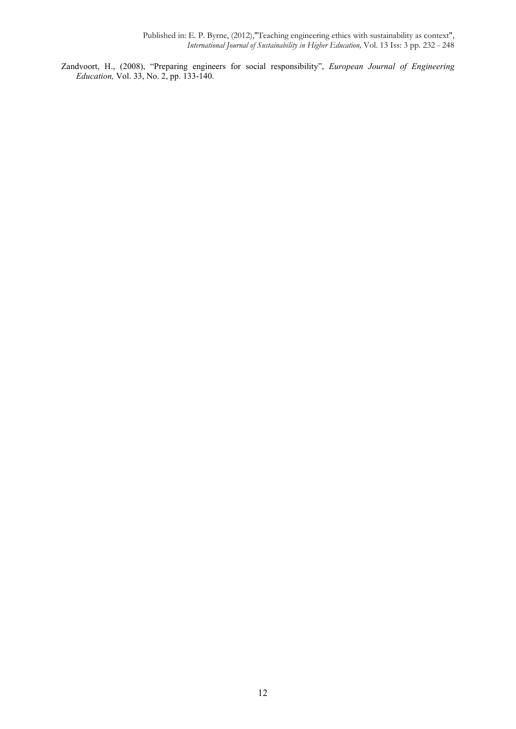Zandvoort, H., (2008), "Preparing engineers for social responsibility", *European Journal of Engineering Education,* Vol. 33, No. 2, pp. 133-140.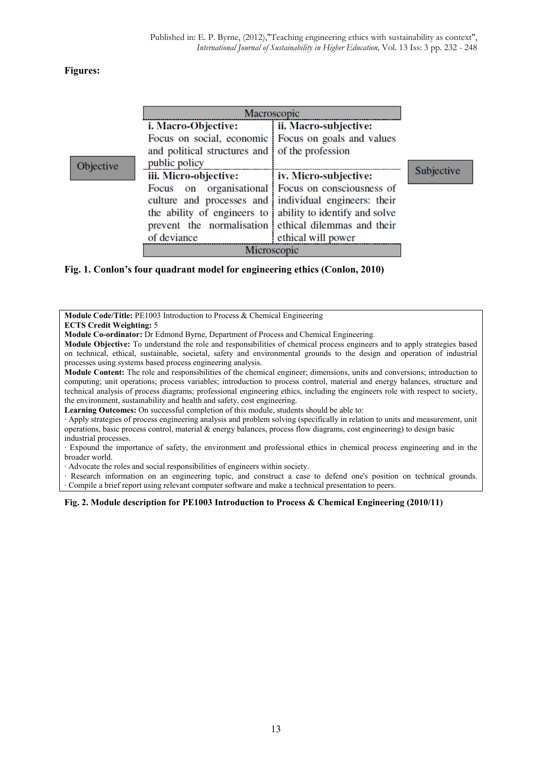**Figures:**

| Objective | Macroscopic | | Subjective |
|---|---|---|---|
| | **i. Macro-Objective:** Focus on social, economic and political structures and public policy | **ii. Macro-subjective:** Focus on goals and values of the profession | |
| | **iii. Micro-objective:** Focus on organisational culture and processes and the ability of engineers to prevent the normalisation of deviance | **iv. Micro-subjective:** Focus on consciousness of individual engineers: their ability to identify and solve ethical dilemmas and their ethical will power | |
| | Microscopic | | |

**Fig. 1. Conlon's four quadrant model for engineering ethics (Conlon, 2010)**

**Module Code/Title:** PE1003 Introduction to Process & Chemical Engineering
**ECTS Credit Weighting:** 5
**Module Co-ordinator:** Dr Edmond Byrne, Department of Process and Chemical Engineering.
**Module Objective:** To understand the role and responsibilities of chemical process engineers and to apply strategies based on technical, ethical, sustainable, societal, safety and environmental grounds to the design and operation of industrial processes using systems based process engineering analysis.
**Module Content:** The role and responsibilities of the chemical engineer; dimensions, units and conversions; introduction to computing; unit operations; process variables; introduction to process control, material and energy balances, structure and technical analysis of process diagrams; professional engineering ethics, including the engineers role with respect to society, the environment, sustainability and health and safety, cost engineering.
**Learning Outcomes:** On successful completion of this module, students should be able to:

- Apply strategies of process engineering analysis and problem solving (specifically in relation to units and measurement, unit operations, basic process control, material & energy balances, process flow diagrams, cost engineering) to design basic industrial processes.
- Expound the importance of safety, the environment and professional ethics in chemical process engineering and in the broader world.
- Advocate the roles and social responsibilities of engineers within society.
- Research information on an engineering topic, and construct a case to defend one's position on technical grounds.
- Compile a brief report using relevant computer software and make a technical presentation to peers.

**Fig. 2. Module description for PE1003 Introduction to Process & Chemical Engineering (2010/11)**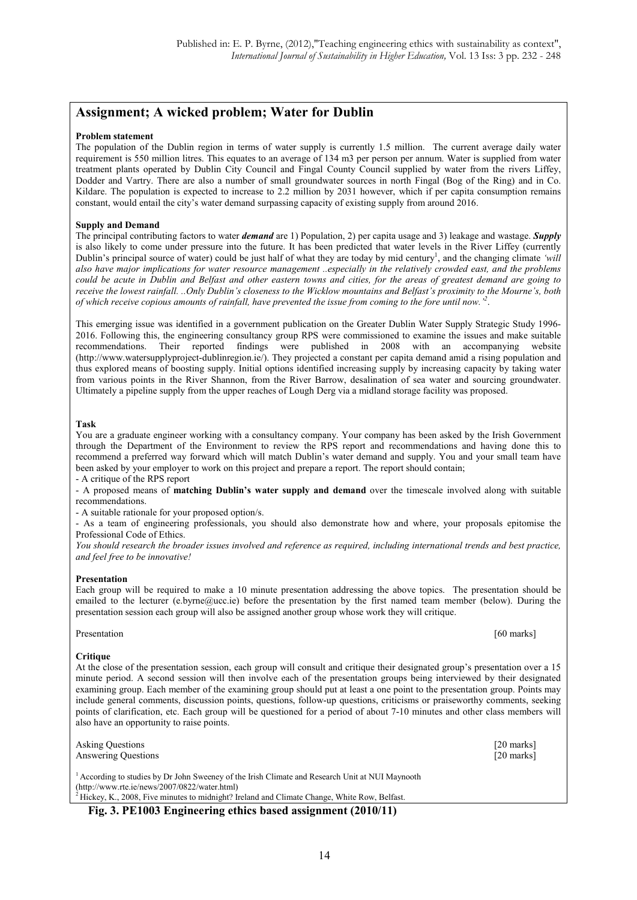Published in: E. P. Byrne, (2012),"Teaching engineering ethics with sustainability as context", *International Journal of Sustainability in Higher Education,* Vol. 13 Iss: 3 pp. 232 - 248

## Assignment; A wicked problem; Water for Dublin

**Problem statement**

The population of the Dublin region in terms of water supply is currently 1.5 million. The current average daily water requirement is 550 million litres. This equates to an average of 134 m3 per person per annum. Water is supplied from water treatment plants operated by Dublin City Council and Fingal County Council supplied by water from the rivers Liffey, Dodder and Vartry. There are also a number of small groundwater sources in north Fingal (Bog of the Ring) and in Co. Kildare. The population is expected to increase to 2.2 million by 2031 however, which if per capita consumption remains constant, would entail the city's water demand surpassing capacity of existing supply from around 2016.

**Supply and Demand**

The principal contributing factors to water ***demand*** are 1) Population, 2) per capita usage and 3) leakage and wastage. ***Supply*** is also likely to come under pressure into the future. It has been predicted that water levels in the River Liffey (currently Dublin's principal source of water) could be just half of what they are today by mid century[1], and the changing climate *'will also have major implications for water resource management ..especially in the relatively crowded east, and the problems could be acute in Dublin and Belfast and other eastern towns and cities, for the areas of greatest demand are going to receive the lowest rainfall. ..Only Dublin's closeness to the Wicklow mountains and Belfast's proximity to the Mourne's, both of which receive copious amounts of rainfall, have prevented the issue from coming to the fore until now.'*[2].

This emerging issue was identified in a government publication on the Greater Dublin Water Supply Strategic Study 1996-2016. Following this, the engineering consultancy group RPS were commissioned to examine the issues and make suitable recommendations. Their reported findings were published in 2008 with an accompanying website (http://www.watersupplyproject-dublinregion.ie/). They projected a constant per capita demand amid a rising population and thus explored means of boosting supply. Initial options identified increasing supply by increasing capacity by taking water from various points in the River Shannon, from the River Barrow, desalination of sea water and sourcing groundwater. Ultimately a pipeline supply from the upper reaches of Lough Derg via a midland storage facility was proposed.

**Task**

You are a graduate engineer working with a consultancy company. Your company has been asked by the Irish Government through the Department of the Environment to review the RPS report and recommendations and having done this to recommend a preferred way forward which will match Dublin's water demand and supply. You and your small team have been asked by your employer to work on this project and prepare a report. The report should contain;

- A critique of the RPS report
- A proposed means of **matching Dublin's water supply and demand** over the timescale involved along with suitable recommendations.
- A suitable rationale for your proposed option/s.
- As a team of engineering professionals, you should also demonstrate how and where, your proposals epitomise the Professional Code of Ethics.

*You should research the broader issues involved and reference as required, including international trends and best practice, and feel free to be innovative!*

**Presentation**

Each group will be required to make a 10 minute presentation addressing the above topics. The presentation should be emailed to the lecturer (e.byrne@ucc.ie) before the presentation by the first named team member (below). During the presentation session each group will also be assigned another group whose work they will critique.

Presentation [60 marks]

**Critique**

At the close of the presentation session, each group will consult and critique their designated group's presentation over a 15 minute period. A second session will then involve each of the presentation groups being interviewed by their designated examining group. Each member of the examining group should put at least a one point to the presentation group. Points may include general comments, discussion points, questions, follow-up questions, criticisms or praiseworthy comments, seeking points of clarification, etc. Each group will be questioned for a period of about 7-10 minutes and other class members will also have an opportunity to raise points.

Asking Questions [20 marks]
Answering Questions [20 marks]

[1] According to studies by Dr John Sweeney of the Irish Climate and Research Unit at NUI Maynooth (http://www.rte.ie/news/2007/0822/water.html)
[2] Hickey, K., 2008, Five minutes to midnight? Ireland and Climate Change, White Row, Belfast.

**Fig. 3. PE1003 Engineering ethics based assignment (2010/11)**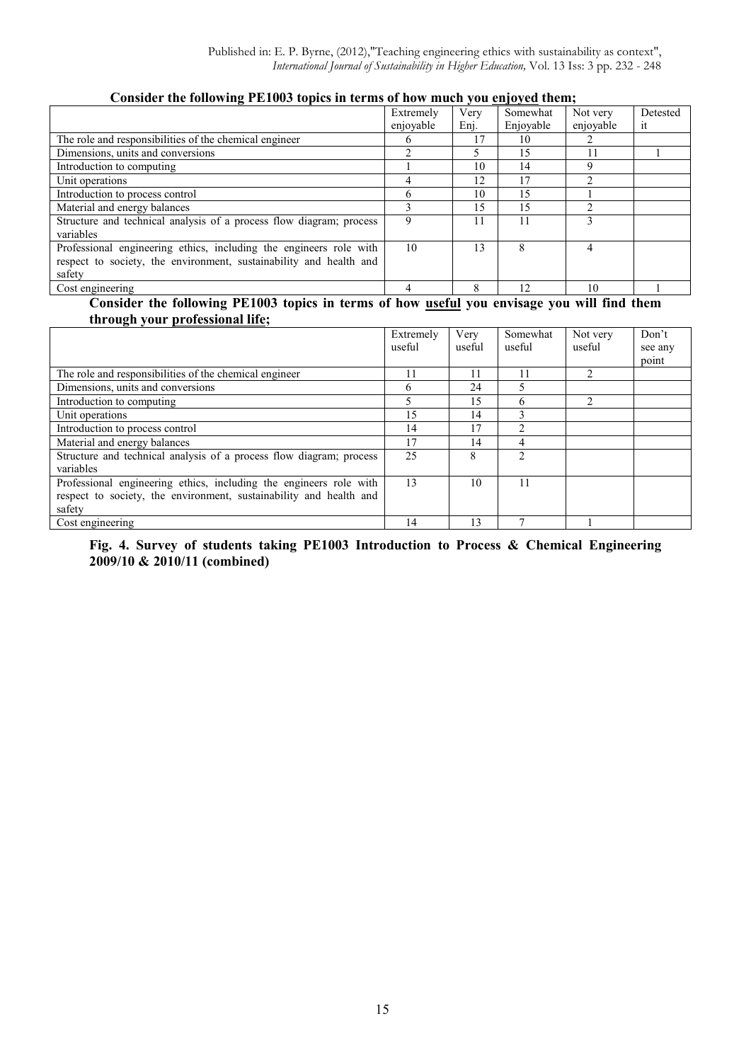**Consider the following PE1003 topics in terms of how much you enjoyed them;**

| | Extremely enjoyable | Very Enj. | Somewhat Enjoyable | Not very enjoyable | Detested it |
|---|---|---|---|---|---|
| The role and responsibilities of the chemical engineer | 6 | 17 | 10 | 2 | |
| Dimensions, units and conversions | 2 | 5 | 15 | 11 | 1 |
| Introduction to computing | 1 | 10 | 14 | 9 | |
| Unit operations | 4 | 12 | 17 | 2 | |
| Introduction to process control | 6 | 10 | 15 | 1 | |
| Material and energy balances | 3 | 15 | 15 | 2 | |
| Structure and technical analysis of a process flow diagram; process variables | 9 | 11 | 11 | 3 | |
| Professional engineering ethics, including the engineers role with respect to society, the environment, sustainability and health and safety | 10 | 13 | 8 | 4 | |
| Cost engineering | 4 | 8 | 12 | 10 | 1 |

**Consider the following PE1003 topics in terms of how useful you envisage you will find them through your professional life;**

| | Extremely useful | Very useful | Somewhat useful | Not very useful | Don't see any point |
|---|---|---|---|---|---|
| The role and responsibilities of the chemical engineer | 11 | 11 | 11 | 2 | |
| Dimensions, units and conversions | 6 | 24 | 5 | | |
| Introduction to computing | 5 | 15 | 6 | 2 | |
| Unit operations | 15 | 14 | 3 | | |
| Introduction to process control | 14 | 17 | 2 | | |
| Material and energy balances | 17 | 14 | 4 | | |
| Structure and technical analysis of a process flow diagram; process variables | 25 | 8 | 2 | | |
| Professional engineering ethics, including the engineers role with respect to society, the environment, sustainability and health and safety | 13 | 10 | 11 | | |
| Cost engineering | 14 | 13 | 7 | 1 | |

**Fig. 4. Survey of students taking PE1003 Introduction to Process & Chemical Engineering 2009/10 & 2010/11 (combined)**